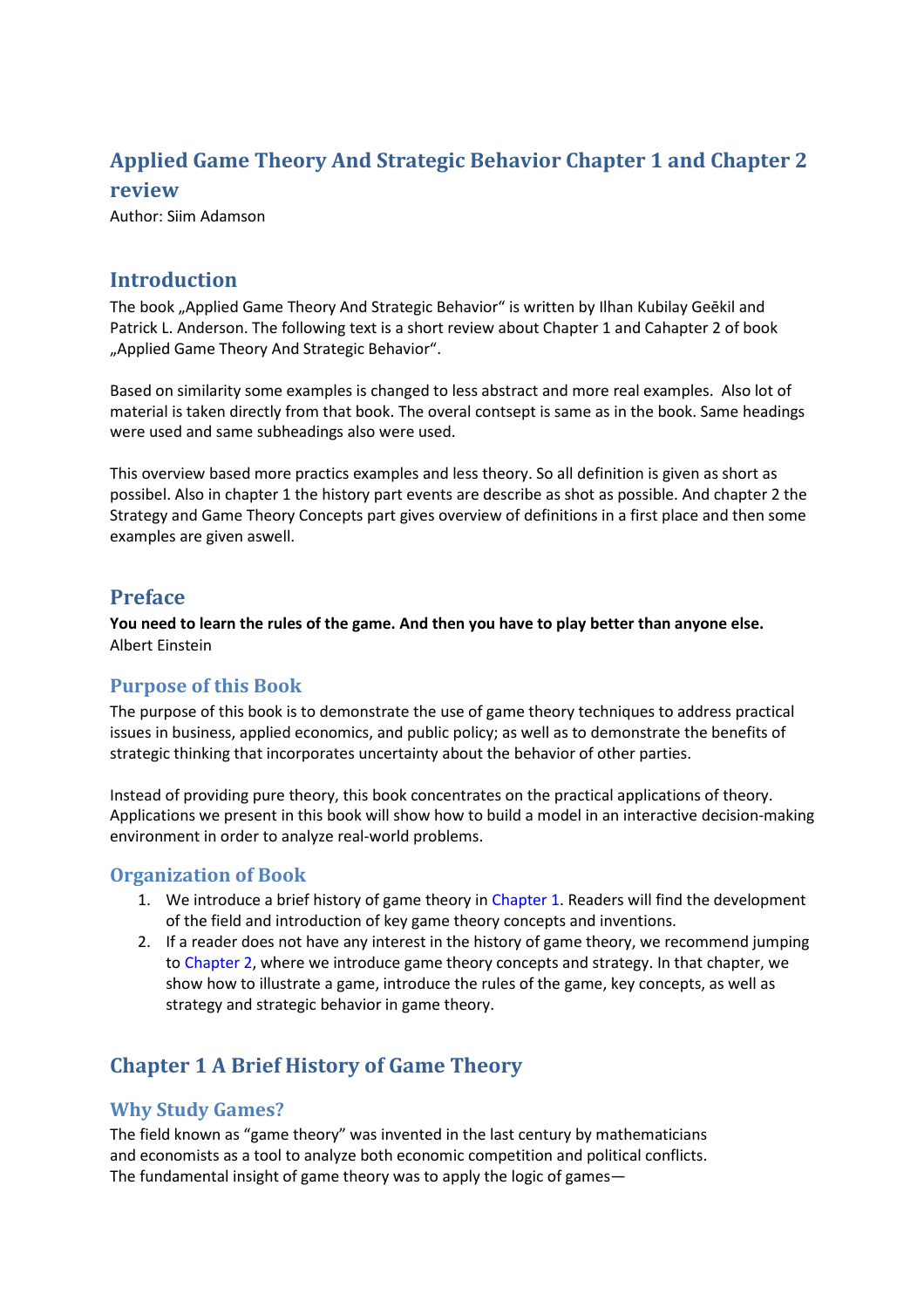# Applied Game Theory And Strategic Behavior Chapter 1 and Chapter 2 review

Author: Siim Adamson

## Introduction

The book „Applied Game Theory And Strategic Behavior" is written by Ilhan Kubilay Geēkil and Patrick L. Anderson. The following text is a short review about Chapter 1 and Cahapter 2 of book „Applied Game Theory And Strategic Behavior".

Based on similarity some examples is changed to less abstract and more real examples. Also lot of material is taken directly from that book. The overal contsept is same as in the book. Same headings were used and same subheadings also were used.

This overview based more practics examples and less theory. So all definition is given as short as possibel. Also in chapter 1 the history part events are describe as shot as possible. And chapter 2 the Strategy and Game Theory Concepts part gives overview of definitions in a first place and then some examples are given aswell.

## Preface

**You need to learn the rules of the game. And then you have to play better than anyone else.**
Albert Einstein

### Purpose of this Book

The purpose of this book is to demonstrate the use of game theory techniques to address practical issues in business, applied economics, and public policy; as well as to demonstrate the benefits of strategic thinking that incorporates uncertainty about the behavior of other parties.

Instead of providing pure theory, this book concentrates on the practical applications of theory. Applications we present in this book will show how to build a model in an interactive decision-making environment in order to analyze real-world problems.

### Organization of Book

1. We introduce a brief history of game theory in Chapter 1. Readers will find the development of the field and introduction of key game theory concepts and inventions.
2. If a reader does not have any interest in the history of game theory, we recommend jumping to Chapter 2, where we introduce game theory concepts and strategy. In that chapter, we show how to illustrate a game, introduce the rules of the game, key concepts, as well as strategy and strategic behavior in game theory.

## Chapter 1 A Brief History of Game Theory

### Why Study Games?

The field known as "game theory" was invented in the last century by mathematicians and economists as a tool to analyze both economic competition and political conflicts. The fundamental insight of game theory was to apply the logic of games—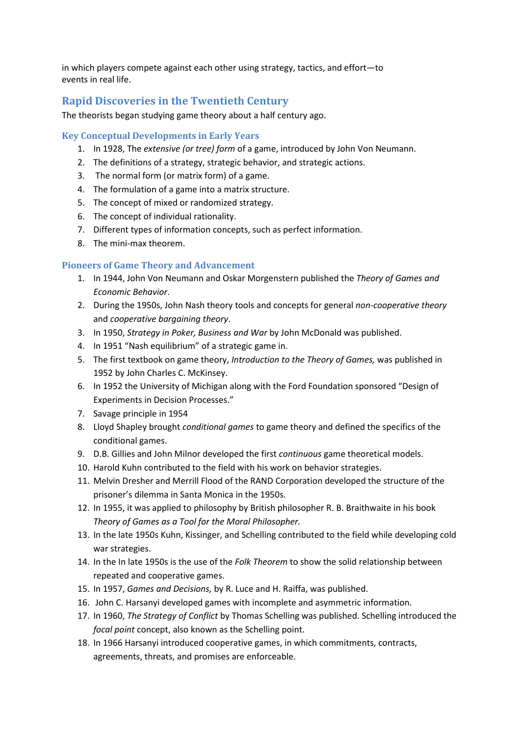in which players compete against each other using strategy, tactics, and effort—to events in real life.

## Rapid Discoveries in the Twentieth Century

The theorists began studying game theory about a half century ago.

### Key Conceptual Developments in Early Years

1. In 1928, The *extensive (or tree) form* of a game, introduced by John Von Neumann.
2. The definitions of a strategy, strategic behavior, and strategic actions.
3. The normal form (or matrix form) of a game.
4. The formulation of a game into a matrix structure.
5. The concept of mixed or randomized strategy.
6. The concept of individual rationality.
7. Different types of information concepts, such as perfect information.
8. The mini-max theorem.

### Pioneers of Game Theory and Advancement

1. In 1944, John Von Neumann and Oskar Morgenstern published the *Theory of Games and Economic Behavior*.
2. During the 1950s, John Nash theory tools and concepts for general *non-cooperative theory* and *cooperative bargaining theory*.
3. In 1950, *Strategy in Poker, Business and War* by John McDonald was published.
4. In 1951 "Nash equilibrium" of a strategic game in.
5. The first textbook on game theory, *Introduction to the Theory of Games,* was published in 1952 by John Charles C. McKinsey.
6. In 1952 the University of Michigan along with the Ford Foundation sponsored "Design of Experiments in Decision Processes."
7. Savage principle in 1954
8. Lloyd Shapley brought *conditional games* to game theory and defined the specifics of the conditional games.
9. D.B. Gillies and John Milnor developed the first *continuous* game theoretical models.
10. Harold Kuhn contributed to the field with his work on behavior strategies.
11. Melvin Dresher and Merrill Flood of the RAND Corporation developed the structure of the prisoner's dilemma in Santa Monica in the 1950s.
12. In 1955, it was applied to philosophy by British philosopher R. B. Braithwaite in his book *Theory of Games as a Tool for the Moral Philosopher.*
13. In the late 1950s Kuhn, Kissinger, and Schelling contributed to the field while developing cold war strategies.
14. In the In late 1950s is the use of the *Folk Theorem* to show the solid relationship between repeated and cooperative games.
15. In 1957, *Games and Decisions,* by R. Luce and H. Raiffa, was published.
16. John C. Harsanyi developed games with incomplete and asymmetric information.
17. In 1960, *The Strategy of Conflict* by Thomas Schelling was published. Schelling introduced the *focal point* concept, also known as the Schelling point.
18. In 1966 Harsanyi introduced cooperative games, in which commitments, contracts, agreements, threats, and promises are enforceable.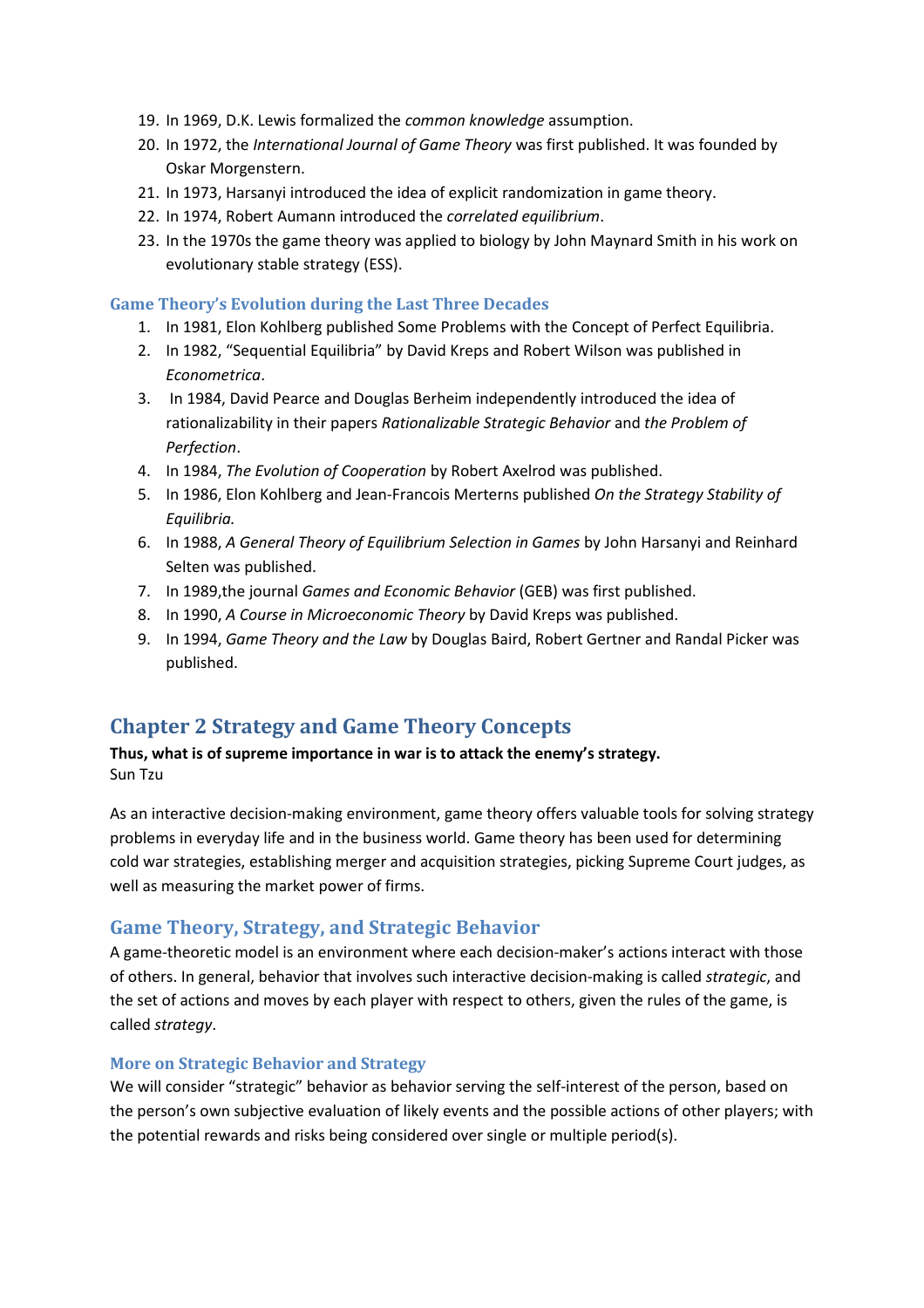19. In 1969, D.K. Lewis formalized the *common knowledge* assumption.
20. In 1972, the *International Journal of Game Theory* was first published. It was founded by Oskar Morgenstern.
21. In 1973, Harsanyi introduced the idea of explicit randomization in game theory.
22. In 1974, Robert Aumann introduced the *correlated equilibrium*.
23. In the 1970s the game theory was applied to biology by John Maynard Smith in his work on evolutionary stable strategy (ESS).

### Game Theory's Evolution during the Last Three Decades

1. In 1981, Elon Kohlberg published Some Problems with the Concept of Perfect Equilibria.
2. In 1982, "Sequential Equilibria" by David Kreps and Robert Wilson was published in *Econometrica*.
3. In 1984, David Pearce and Douglas Berheim independently introduced the idea of rationalizability in their papers *Rationalizable Strategic Behavior* and *the Problem of Perfection*.
4. In 1984, *The Evolution of Cooperation* by Robert Axelrod was published.
5. In 1986, Elon Kohlberg and Jean-Francois Merterns published *On the Strategy Stability of Equilibria.*
6. In 1988, *A General Theory of Equilibrium Selection in Games* by John Harsanyi and Reinhard Selten was published.
7. In 1989,the journal *Games and Economic Behavior* (GEB) was first published.
8. In 1990, *A Course in Microeconomic Theory* by David Kreps was published.
9. In 1994, *Game Theory and the Law* by Douglas Baird, Robert Gertner and Randal Picker was published.

# Chapter 2 Strategy and Game Theory Concepts

**Thus, what is of supreme importance in war is to attack the enemy's strategy.**
Sun Tzu

As an interactive decision-making environment, game theory offers valuable tools for solving strategy problems in everyday life and in the business world. Game theory has been used for determining cold war strategies, establishing merger and acquisition strategies, picking Supreme Court judges, as well as measuring the market power of firms.

## Game Theory, Strategy, and Strategic Behavior

A game-theoretic model is an environment where each decision-maker's actions interact with those of others. In general, behavior that involves such interactive decision-making is called *strategic*, and the set of actions and moves by each player with respect to others, given the rules of the game, is called *strategy*.

### More on Strategic Behavior and Strategy

We will consider "strategic" behavior as behavior serving the self-interest of the person, based on the person's own subjective evaluation of likely events and the possible actions of other players; with the potential rewards and risks being considered over single or multiple period(s).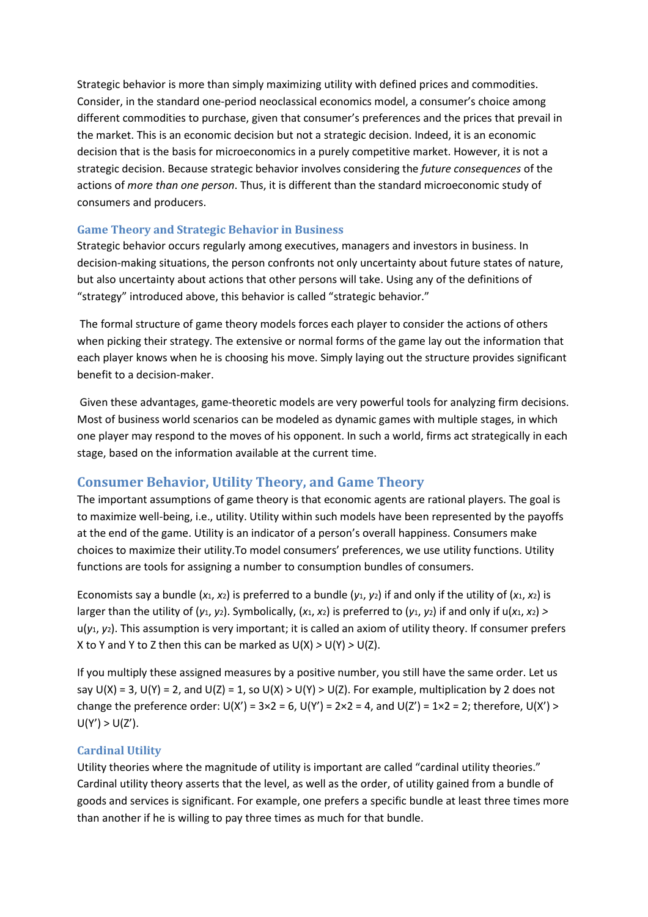Strategic behavior is more than simply maximizing utility with defined prices and commodities. Consider, in the standard one-period neoclassical economics model, a consumer's choice among different commodities to purchase, given that consumer's preferences and the prices that prevail in the market. This is an economic decision but not a strategic decision. Indeed, it is an economic decision that is the basis for microeconomics in a purely competitive market. However, it is not a strategic decision. Because strategic behavior involves considering the *future consequences* of the actions of *more than one person*. Thus, it is different than the standard microeconomic study of consumers and producers.

### Game Theory and Strategic Behavior in Business

Strategic behavior occurs regularly among executives, managers and investors in business. In decision-making situations, the person confronts not only uncertainty about future states of nature, but also uncertainty about actions that other persons will take. Using any of the definitions of "strategy" introduced above, this behavior is called "strategic behavior."

The formal structure of game theory models forces each player to consider the actions of others when picking their strategy. The extensive or normal forms of the game lay out the information that each player knows when he is choosing his move. Simply laying out the structure provides significant benefit to a decision-maker.

Given these advantages, game-theoretic models are very powerful tools for analyzing firm decisions. Most of business world scenarios can be modeled as dynamic games with multiple stages, in which one player may respond to the moves of his opponent. In such a world, firms act strategically in each stage, based on the information available at the current time.

## Consumer Behavior, Utility Theory, and Game Theory

The important assumptions of game theory is that economic agents are rational players. The goal is to maximize well-being, i.e., utility. Utility within such models have been represented by the payoffs at the end of the game. Utility is an indicator of a person's overall happiness. Consumers make choices to maximize their utility.To model consumers' preferences, we use utility functions. Utility functions are tools for assigning a number to consumption bundles of consumers.

Economists say a bundle ($x_1$, $x_2$) is preferred to a bundle ($y_1$, $y_2$) if and only if the utility of ($x_1$, $x_2$) is larger than the utility of ($y_1$, $y_2$). Symbolically, ($x_1$, $x_2$) is preferred to ($y_1$, $y_2$) if and only if $u(x_1, x_2) > u(y_1, y_2)$. This assumption is very important; it is called an axiom of utility theory. If consumer prefers X to Y and Y to Z then this can be marked as U(X) > U(Y) > U(Z).

If you multiply these assigned measures by a positive number, you still have the same order. Let us say U(X) = 3, U(Y) = 2, and U(Z) = 1, so U(X) > U(Y) > U(Z). For example, multiplication by 2 does not change the preference order: U(X') = 3×2 = 6, U(Y') = 2×2 = 4, and U(Z') = 1×2 = 2; therefore, U(X') > U(Y') > U(Z').

### Cardinal Utility

Utility theories where the magnitude of utility is important are called "cardinal utility theories." Cardinal utility theory asserts that the level, as well as the order, of utility gained from a bundle of goods and services is significant. For example, one prefers a specific bundle at least three times more than another if he is willing to pay three times as much for that bundle.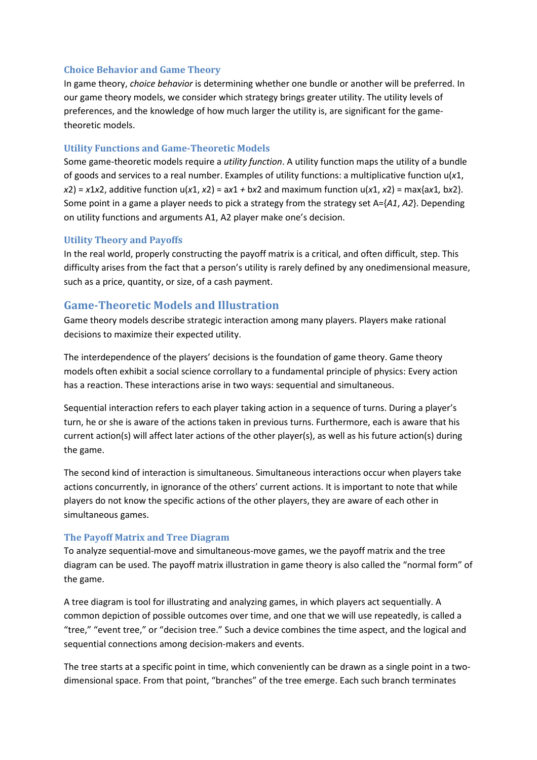### Choice Behavior and Game Theory

In game theory, *choice behavior* is determining whether one bundle or another will be preferred. In our game theory models, we consider which strategy brings greater utility. The utility levels of preferences, and the knowledge of how much larger the utility is, are significant for the game-theoretic models.

### Utility Functions and Game-Theoretic Models

Some game-theoretic models require a *utility function*. A utility function maps the utility of a bundle of goods and services to a real number. Examples of utility functions: a multiplicative function $u(x1, x2) = x1x2$, additive function $u(x1, x2) = ax1 + bx2$ and maximum function $u(x1, x2) = \max\{ax1, bx2\}$. Some point in a game a player needs to pick a strategy from the strategy set $A=\{A1, A2\}$. Depending on utility functions and arguments A1, A2 player make one's decision.

### Utility Theory and Payoffs

In the real world, properly constructing the payoff matrix is a critical, and often difficult, step. This difficulty arises from the fact that a person's utility is rarely defined by any onedimensional measure, such as a price, quantity, or size, of a cash payment.

## Game-Theoretic Models and Illustration

Game theory models describe strategic interaction among many players. Players make rational decisions to maximize their expected utility.

The interdependence of the players' decisions is the foundation of game theory. Game theory models often exhibit a social science corrollary to a fundamental principle of physics: Every action has a reaction. These interactions arise in two ways: sequential and simultaneous.

Sequential interaction refers to each player taking action in a sequence of turns. During a player's turn, he or she is aware of the actions taken in previous turns. Furthermore, each is aware that his current action(s) will affect later actions of the other player(s), as well as his future action(s) during the game.

The second kind of interaction is simultaneous. Simultaneous interactions occur when players take actions concurrently, in ignorance of the others' current actions. It is important to note that while players do not know the specific actions of the other players, they are aware of each other in simultaneous games.

### The Payoff Matrix and Tree Diagram

To analyze sequential-move and simultaneous-move games, we the payoff matrix and the tree diagram can be used. The payoff matrix illustration in game theory is also called the "normal form" of the game.

A tree diagram is tool for illustrating and analyzing games, in which players act sequentially. A common depiction of possible outcomes over time, and one that we will use repeatedly, is called a "tree," "event tree," or "decision tree." Such a device combines the time aspect, and the logical and sequential connections among decision-makers and events.

The tree starts at a specific point in time, which conveniently can be drawn as a single point in a two-dimensional space. From that point, "branches" of the tree emerge. Each such branch terminates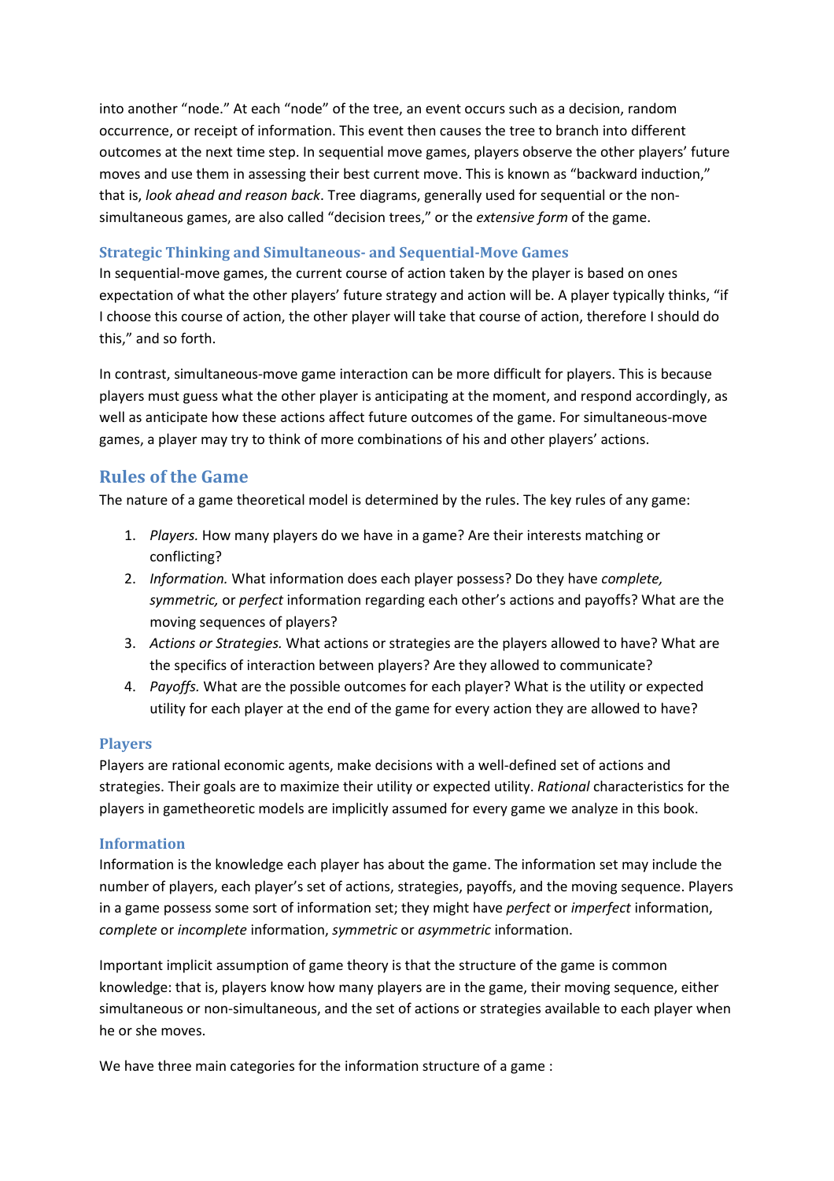into another "node." At each "node" of the tree, an event occurs such as a decision, random occurrence, or receipt of information. This event then causes the tree to branch into different outcomes at the next time step. In sequential move games, players observe the other players' future moves and use them in assessing their best current move. This is known as "backward induction," that is, *look ahead and reason back*. Tree diagrams, generally used for sequential or the non-simultaneous games, are also called "decision trees," or the *extensive form* of the game.

### Strategic Thinking and Simultaneous- and Sequential-Move Games

In sequential-move games, the current course of action taken by the player is based on ones expectation of what the other players' future strategy and action will be. A player typically thinks, "if I choose this course of action, the other player will take that course of action, therefore I should do this," and so forth.

In contrast, simultaneous-move game interaction can be more difficult for players. This is because players must guess what the other player is anticipating at the moment, and respond accordingly, as well as anticipate how these actions affect future outcomes of the game. For simultaneous-move games, a player may try to think of more combinations of his and other players' actions.

## Rules of the Game

The nature of a game theoretical model is determined by the rules. The key rules of any game:

1. *Players.* How many players do we have in a game? Are their interests matching or conflicting?
2. *Information.* What information does each player possess? Do they have *complete, symmetric,* or *perfect* information regarding each other's actions and payoffs? What are the moving sequences of players?
3. *Actions or Strategies.* What actions or strategies are the players allowed to have? What are the specifics of interaction between players? Are they allowed to communicate?
4. *Payoffs.* What are the possible outcomes for each player? What is the utility or expected utility for each player at the end of the game for every action they are allowed to have?

### Players

Players are rational economic agents, make decisions with a well-defined set of actions and strategies. Their goals are to maximize their utility or expected utility. *Rational* characteristics for the players in gametheoretic models are implicitly assumed for every game we analyze in this book.

### Information

Information is the knowledge each player has about the game. The information set may include the number of players, each player's set of actions, strategies, payoffs, and the moving sequence. Players in a game possess some sort of information set; they might have *perfect* or *imperfect* information, *complete* or *incomplete* information, *symmetric* or *asymmetric* information.

Important implicit assumption of game theory is that the structure of the game is common knowledge: that is, players know how many players are in the game, their moving sequence, either simultaneous or non-simultaneous, and the set of actions or strategies available to each player when he or she moves.

We have three main categories for the information structure of a game :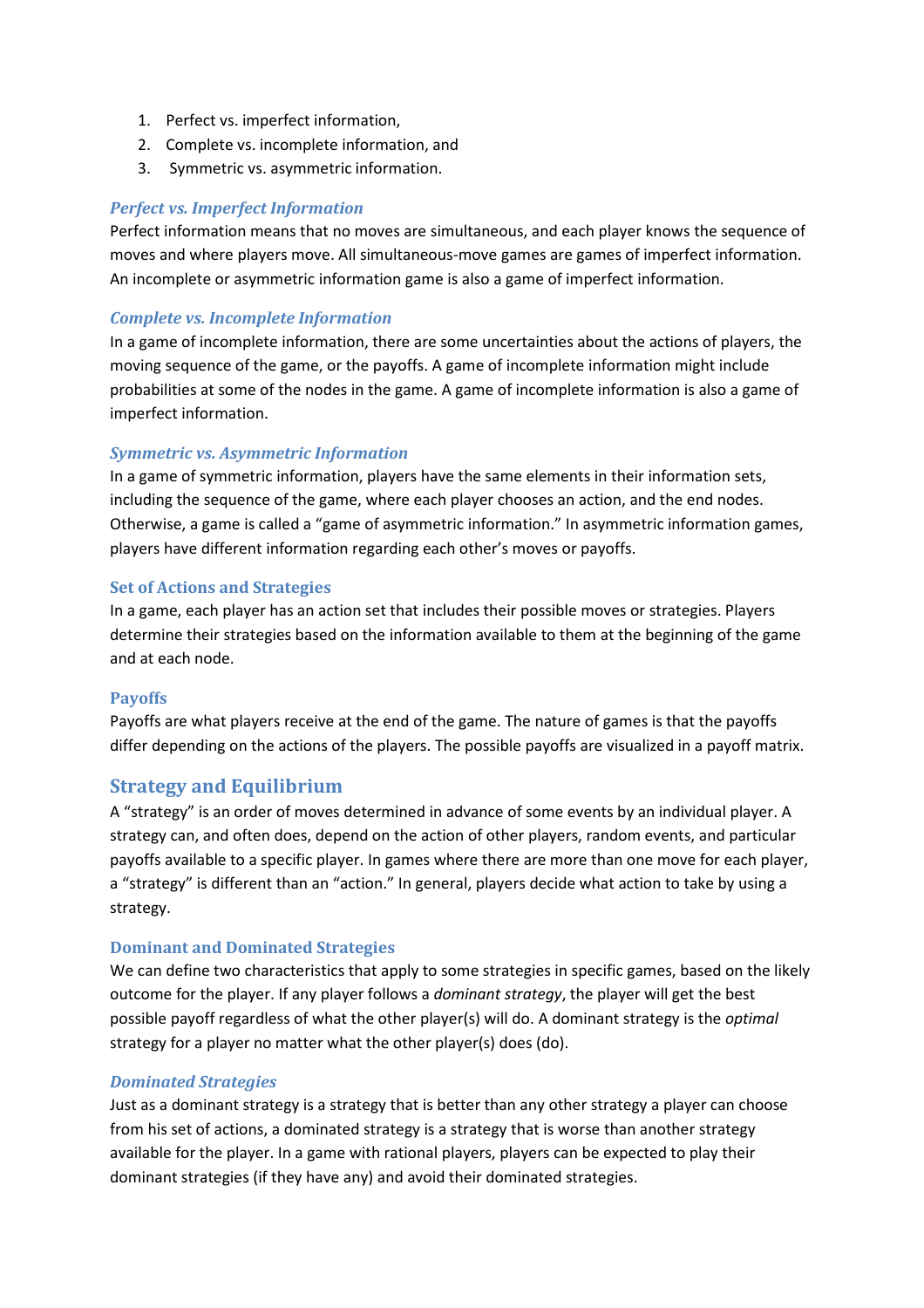1. Perfect vs. imperfect information,
2. Complete vs. incomplete information, and
3. Symmetric vs. asymmetric information.

### *Perfect vs. Imperfect Information*

Perfect information means that no moves are simultaneous, and each player knows the sequence of moves and where players move. All simultaneous-move games are games of imperfect information. An incomplete or asymmetric information game is also a game of imperfect information.

### *Complete vs. Incomplete Information*

In a game of incomplete information, there are some uncertainties about the actions of players, the moving sequence of the game, or the payoffs. A game of incomplete information might include probabilities at some of the nodes in the game. A game of incomplete information is also a game of imperfect information.

### *Symmetric vs. Asymmetric Information*

In a game of symmetric information, players have the same elements in their information sets, including the sequence of the game, where each player chooses an action, and the end nodes. Otherwise, a game is called a "game of asymmetric information." In asymmetric information games, players have different information regarding each other's moves or payoffs.

### Set of Actions and Strategies

In a game, each player has an action set that includes their possible moves or strategies. Players determine their strategies based on the information available to them at the beginning of the game and at each node.

### Payoffs

Payoffs are what players receive at the end of the game. The nature of games is that the payoffs differ depending on the actions of the players. The possible payoffs are visualized in a payoff matrix.

## Strategy and Equilibrium

A "strategy" is an order of moves determined in advance of some events by an individual player. A strategy can, and often does, depend on the action of other players, random events, and particular payoffs available to a specific player. In games where there are more than one move for each player, a "strategy" is different than an "action." In general, players decide what action to take by using a strategy.

### Dominant and Dominated Strategies

We can define two characteristics that apply to some strategies in specific games, based on the likely outcome for the player. If any player follows a *dominant strategy*, the player will get the best possible payoff regardless of what the other player(s) will do. A dominant strategy is the *optimal* strategy for a player no matter what the other player(s) does (do).

### *Dominated Strategies*

Just as a dominant strategy is a strategy that is better than any other strategy a player can choose from his set of actions, a dominated strategy is a strategy that is worse than another strategy available for the player. In a game with rational players, players can be expected to play their dominant strategies (if they have any) and avoid their dominated strategies.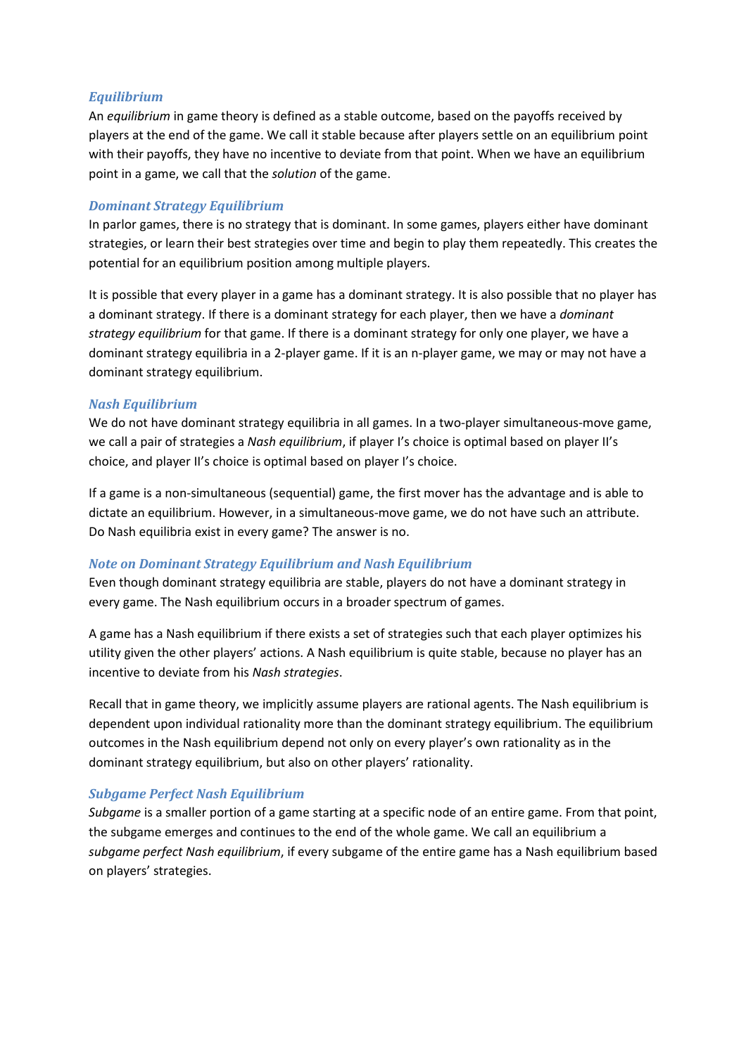### *Equilibrium*

An *equilibrium* in game theory is defined as a stable outcome, based on the payoffs received by players at the end of the game. We call it stable because after players settle on an equilibrium point with their payoffs, they have no incentive to deviate from that point. When we have an equilibrium point in a game, we call that the *solution* of the game.

### *Dominant Strategy Equilibrium*

In parlor games, there is no strategy that is dominant. In some games, players either have dominant strategies, or learn their best strategies over time and begin to play them repeatedly. This creates the potential for an equilibrium position among multiple players.

It is possible that every player in a game has a dominant strategy. It is also possible that no player has a dominant strategy. If there is a dominant strategy for each player, then we have a *dominant strategy equilibrium* for that game. If there is a dominant strategy for only one player, we have a dominant strategy equilibria in a 2-player game. If it is an n-player game, we may or may not have a dominant strategy equilibrium.

### *Nash Equilibrium*

We do not have dominant strategy equilibria in all games. In a two-player simultaneous-move game, we call a pair of strategies a *Nash equilibrium*, if player I's choice is optimal based on player II's choice, and player II's choice is optimal based on player I's choice.

If a game is a non-simultaneous (sequential) game, the first mover has the advantage and is able to dictate an equilibrium. However, in a simultaneous-move game, we do not have such an attribute. Do Nash equilibria exist in every game? The answer is no.

### *Note on Dominant Strategy Equilibrium and Nash Equilibrium*

Even though dominant strategy equilibria are stable, players do not have a dominant strategy in every game. The Nash equilibrium occurs in a broader spectrum of games.

A game has a Nash equilibrium if there exists a set of strategies such that each player optimizes his utility given the other players' actions. A Nash equilibrium is quite stable, because no player has an incentive to deviate from his *Nash strategies*.

Recall that in game theory, we implicitly assume players are rational agents. The Nash equilibrium is dependent upon individual rationality more than the dominant strategy equilibrium. The equilibrium outcomes in the Nash equilibrium depend not only on every player's own rationality as in the dominant strategy equilibrium, but also on other players' rationality.

### *Subgame Perfect Nash Equilibrium*

*Subgame* is a smaller portion of a game starting at a specific node of an entire game. From that point, the subgame emerges and continues to the end of the whole game. We call an equilibrium a *subgame perfect Nash equilibrium*, if every subgame of the entire game has a Nash equilibrium based on players' strategies.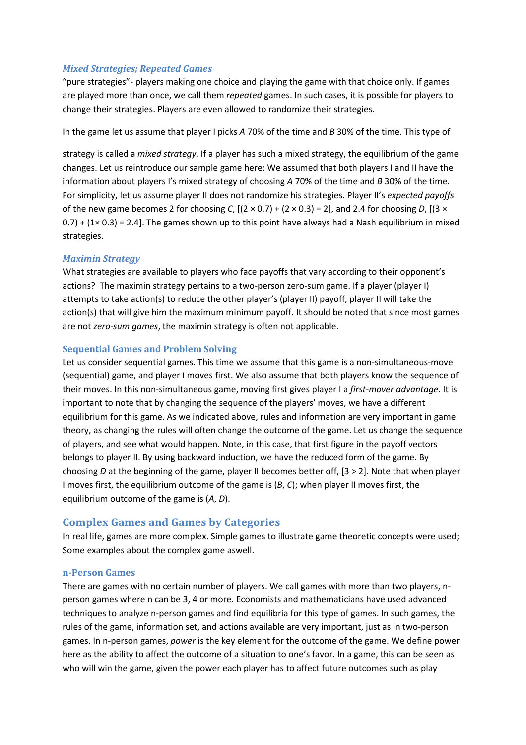### *Mixed Strategies; Repeated Games*

"pure strategies"- players making one choice and playing the game with that choice only. If games are played more than once, we call them *repeated* games. In such cases, it is possible for players to change their strategies. Players are even allowed to randomize their strategies.

In the game let us assume that player I picks *A* 70% of the time and *B* 30% of the time. This type of

strategy is called a *mixed strategy*. If a player has such a mixed strategy, the equilibrium of the game changes. Let us reintroduce our sample game here: We assumed that both players I and II have the information about players I's mixed strategy of choosing *A* 70% of the time and *B* 30% of the time. For simplicity, let us assume player II does not randomize his strategies. Player II's *expected payoffs* of the new game becomes 2 for choosing *C*, $[(2 \times 0.7) + (2 \times 0.3) = 2]$, and 2.4 for choosing *D*, $[(3 \times 0.7) + (1 \times 0.3) = 2.4]$. The games shown up to this point have always had a Nash equilibrium in mixed strategies.

### *Maximin Strategy*

What strategies are available to players who face payoffs that vary according to their opponent's actions? The maximin strategy pertains to a two-person zero-sum game. If a player (player I) attempts to take action(s) to reduce the other player's (player II) payoff, player II will take the action(s) that will give him the maximum minimum payoff. It should be noted that since most games are not *zero-sum games*, the maximin strategy is often not applicable.

### Sequential Games and Problem Solving

Let us consider sequential games. This time we assume that this game is a non-simultaneous-move (sequential) game, and player I moves first. We also assume that both players know the sequence of their moves. In this non-simultaneous game, moving first gives player I a *first-mover advantage*. It is important to note that by changing the sequence of the players' moves, we have a different equilibrium for this game. As we indicated above, rules and information are very important in game theory, as changing the rules will often change the outcome of the game. Let us change the sequence of players, and see what would happen. Note, in this case, that first figure in the payoff vectors belongs to player II. By using backward induction, we have the reduced form of the game. By choosing *D* at the beginning of the game, player II becomes better off, [3 > 2]. Note that when player I moves first, the equilibrium outcome of the game is (*B*, *C*); when player II moves first, the equilibrium outcome of the game is (*A*, *D*).

## Complex Games and Games by Categories

In real life, games are more complex. Simple games to illustrate game theoretic concepts were used; Some examples about the complex game aswell.

### n-Person Games

There are games with no certain number of players. We call games with more than two players, n-person games where n can be 3, 4 or more. Economists and mathematicians have used advanced techniques to analyze n-person games and find equilibria for this type of games. In such games, the rules of the game, information set, and actions available are very important, just as in two-person games. In n-person games, *power* is the key element for the outcome of the game. We define power here as the ability to affect the outcome of a situation to one's favor. In a game, this can be seen as who will win the game, given the power each player has to affect future outcomes such as play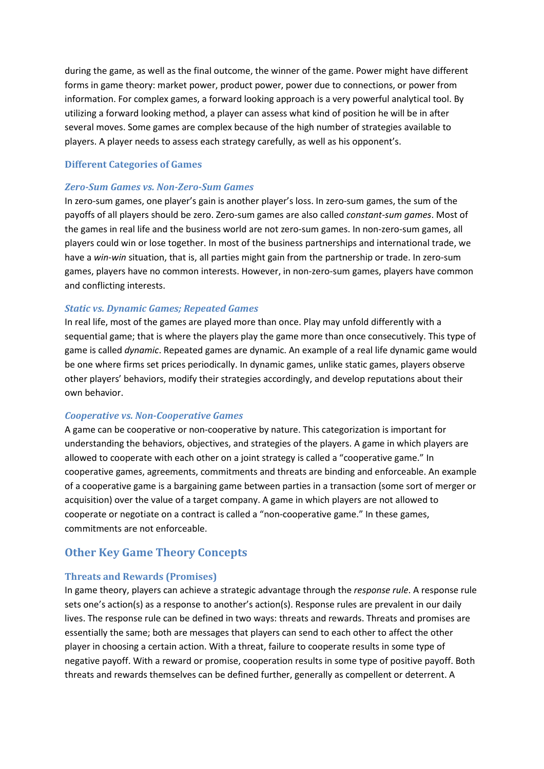during the game, as well as the final outcome, the winner of the game. Power might have different forms in game theory: market power, product power, power due to connections, or power from information. For complex games, a forward looking approach is a very powerful analytical tool. By utilizing a forward looking method, a player can assess what kind of position he will be in after several moves. Some games are complex because of the high number of strategies available to players. A player needs to assess each strategy carefully, as well as his opponent's.

### Different Categories of Games

#### *Zero-Sum Games vs. Non-Zero-Sum Games*

In zero-sum games, one player's gain is another player's loss. In zero-sum games, the sum of the payoffs of all players should be zero. Zero-sum games are also called *constant-sum games*. Most of the games in real life and the business world are not zero-sum games. In non-zero-sum games, all players could win or lose together. In most of the business partnerships and international trade, we have a *win-win* situation, that is, all parties might gain from the partnership or trade. In zero-sum games, players have no common interests. However, in non-zero-sum games, players have common and conflicting interests.

#### *Static vs. Dynamic Games; Repeated Games*

In real life, most of the games are played more than once. Play may unfold differently with a sequential game; that is where the players play the game more than once consecutively. This type of game is called *dynamic*. Repeated games are dynamic. An example of a real life dynamic game would be one where firms set prices periodically. In dynamic games, unlike static games, players observe other players' behaviors, modify their strategies accordingly, and develop reputations about their own behavior.

#### *Cooperative vs. Non-Cooperative Games*

A game can be cooperative or non-cooperative by nature. This categorization is important for understanding the behaviors, objectives, and strategies of the players. A game in which players are allowed to cooperate with each other on a joint strategy is called a "cooperative game." In cooperative games, agreements, commitments and threats are binding and enforceable. An example of a cooperative game is a bargaining game between parties in a transaction (some sort of merger or acquisition) over the value of a target company. A game in which players are not allowed to cooperate or negotiate on a contract is called a "non-cooperative game." In these games, commitments are not enforceable.

## Other Key Game Theory Concepts

### Threats and Rewards (Promises)

In game theory, players can achieve a strategic advantage through the *response rule*. A response rule sets one's action(s) as a response to another's action(s). Response rules are prevalent in our daily lives. The response rule can be defined in two ways: threats and rewards. Threats and promises are essentially the same; both are messages that players can send to each other to affect the other player in choosing a certain action. With a threat, failure to cooperate results in some type of negative payoff. With a reward or promise, cooperation results in some type of positive payoff. Both threats and rewards themselves can be defined further, generally as compellent or deterrent. A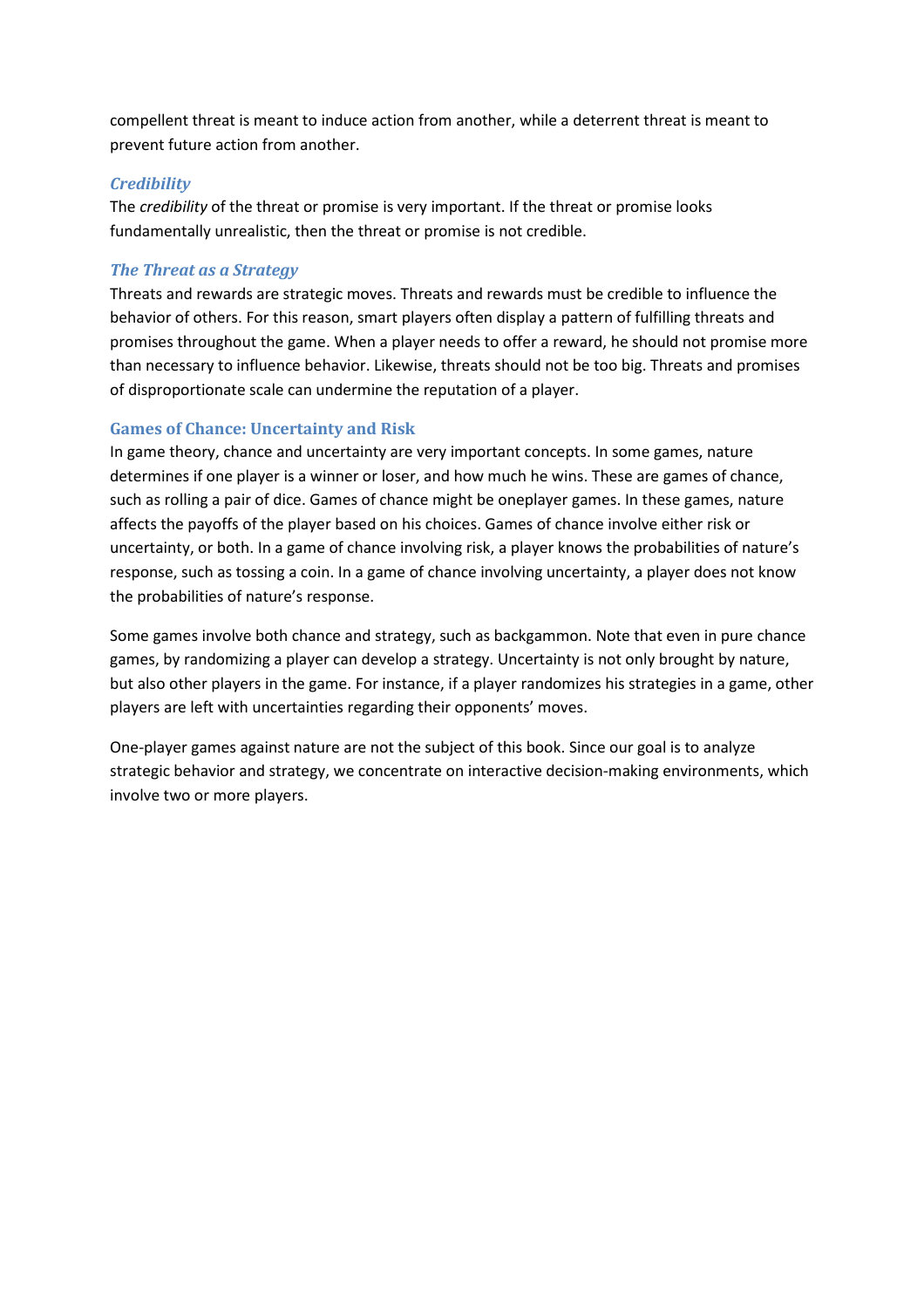compellent threat is meant to induce action from another, while a deterrent threat is meant to prevent future action from another.

#### *Credibility*

The *credibility* of the threat or promise is very important. If the threat or promise looks fundamentally unrealistic, then the threat or promise is not credible.

#### *The Threat as a Strategy*

Threats and rewards are strategic moves. Threats and rewards must be credible to influence the behavior of others. For this reason, smart players often display a pattern of fulfilling threats and promises throughout the game. When a player needs to offer a reward, he should not promise more than necessary to influence behavior. Likewise, threats should not be too big. Threats and promises of disproportionate scale can undermine the reputation of a player.

### Games of Chance: Uncertainty and Risk

In game theory, chance and uncertainty are very important concepts. In some games, nature determines if one player is a winner or loser, and how much he wins. These are games of chance, such as rolling a pair of dice. Games of chance might be oneplayer games. In these games, nature affects the payoffs of the player based on his choices. Games of chance involve either risk or uncertainty, or both. In a game of chance involving risk, a player knows the probabilities of nature's response, such as tossing a coin. In a game of chance involving uncertainty, a player does not know the probabilities of nature's response.

Some games involve both chance and strategy, such as backgammon. Note that even in pure chance games, by randomizing a player can develop a strategy. Uncertainty is not only brought by nature, but also other players in the game. For instance, if a player randomizes his strategies in a game, other players are left with uncertainties regarding their opponents' moves.

One-player games against nature are not the subject of this book. Since our goal is to analyze strategic behavior and strategy, we concentrate on interactive decision-making environments, which involve two or more players.